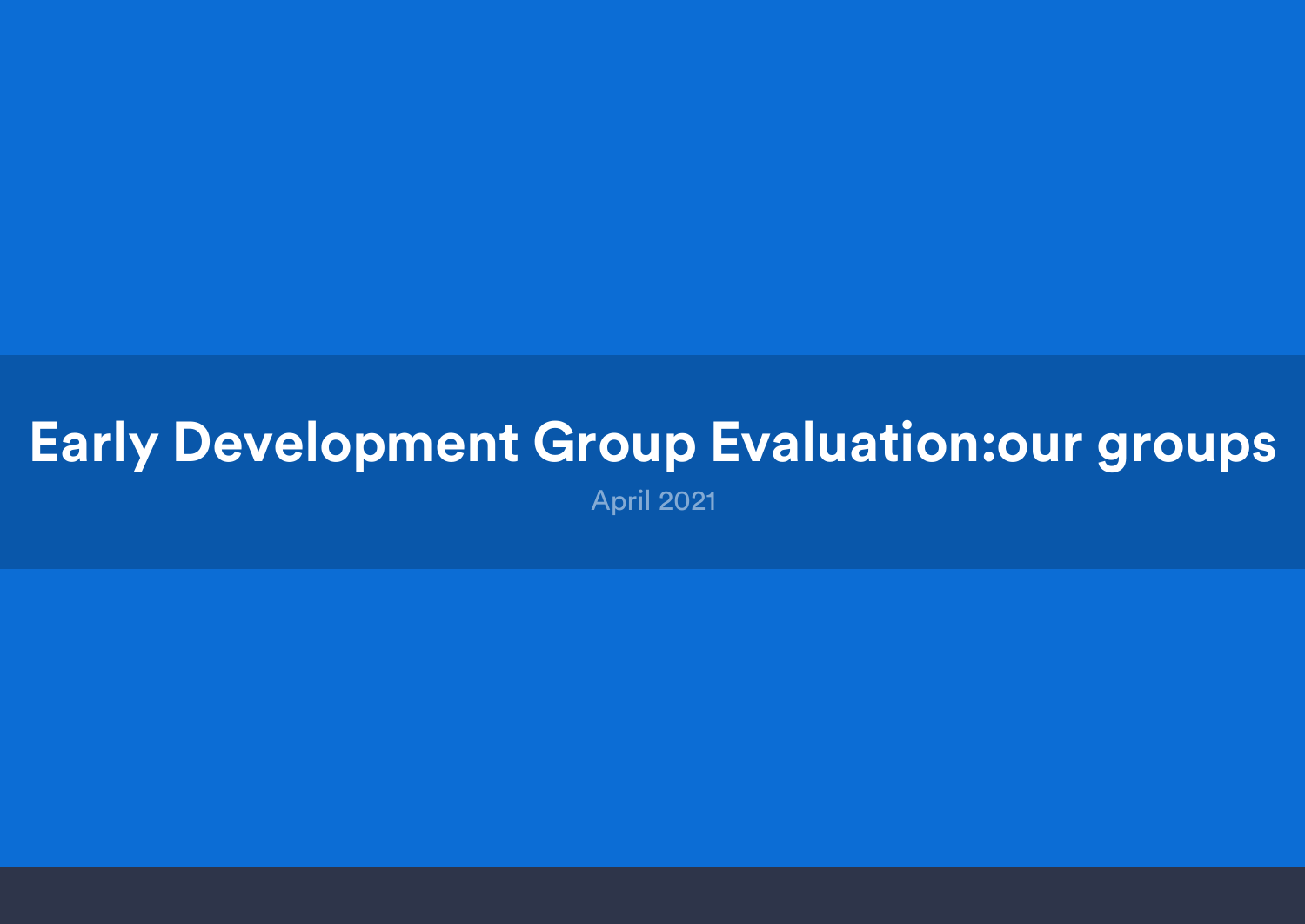# Early Development Group Evaluation:our groups

April 2021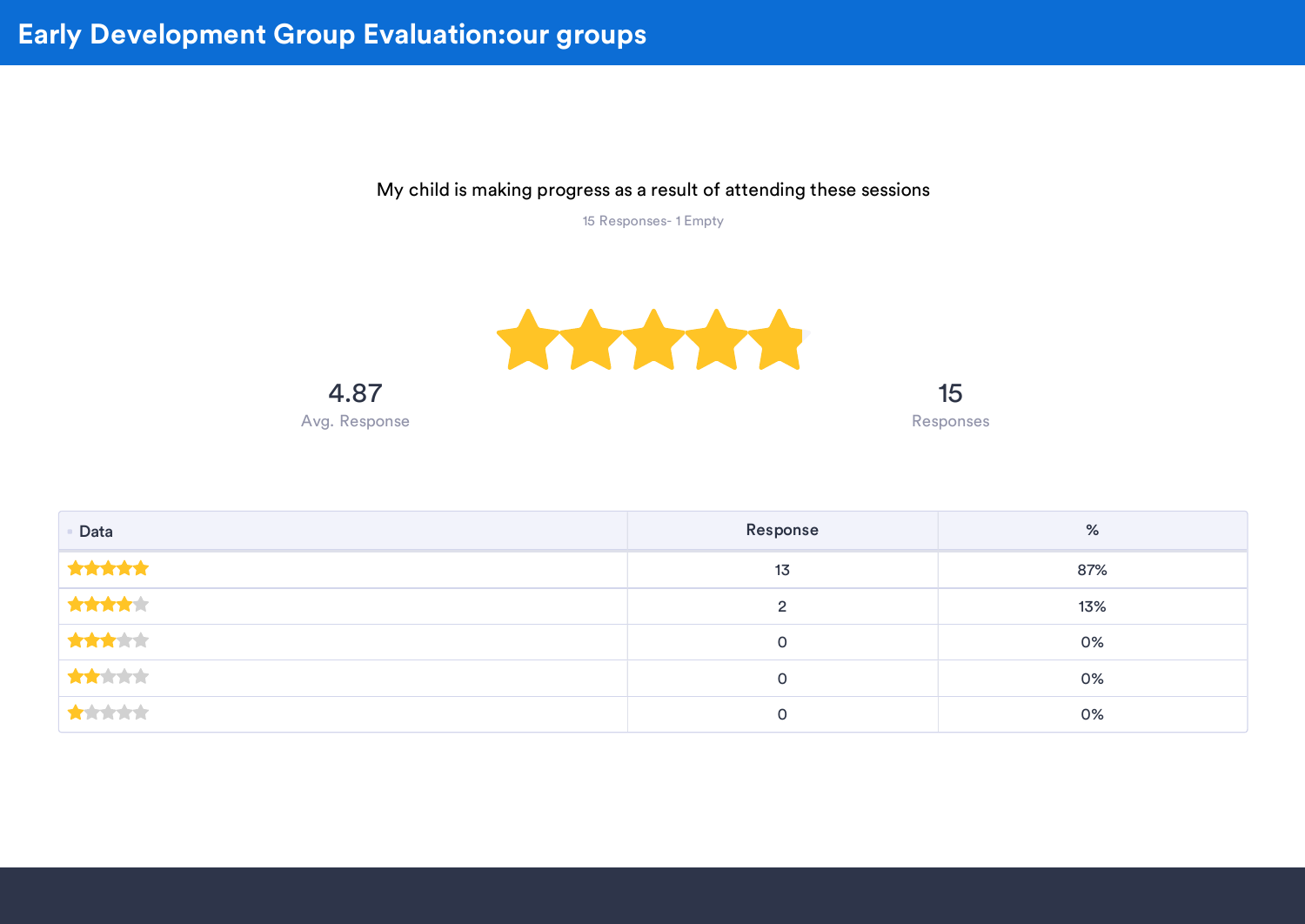# Early Development Group Evaluation:our groups

My child is making progress as a result of attending these sessions

15 Responses- 1 Empty

4.87
Avg. Response

15
Responses

| Data | Response | % |
|---|---|---|
| ★★★★★ | 13 | 87% |
| ★★★★☆ | 2 | 13% |
| ★★★☆☆ | 0 | 0% |
| ★★☆☆☆ | 0 | 0% |
| ★☆☆☆☆ | 0 | 0% |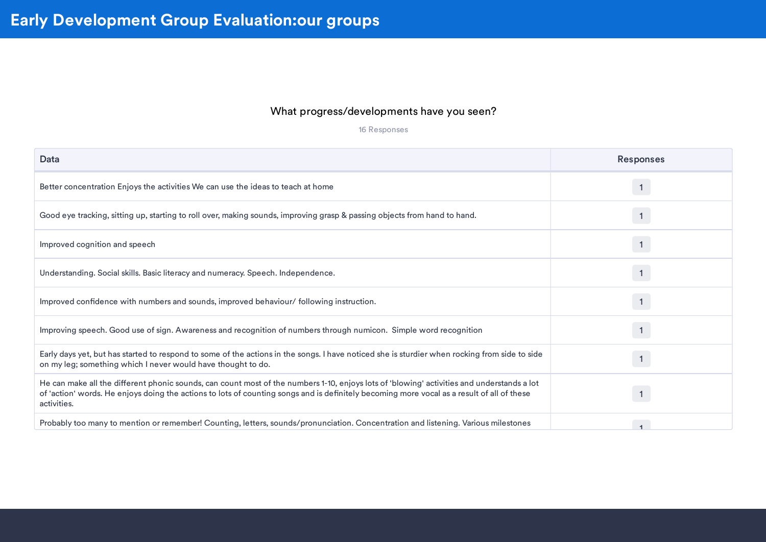# Early Development Group Evaluation:our groups

## What progress/developments have you seen?

16 Responses

| Data | Responses |
|---|---|
| Better concentration Enjoys the activities We can use the ideas to teach at home | 1 |
| Good eye tracking, sitting up, starting to roll over, making sounds, improving grasp & passing objects from hand to hand. | 1 |
| Improved cognition and speech | 1 |
| Understanding. Social skills. Basic literacy and numeracy. Speech. Independence. | 1 |
| Improved confidence with numbers and sounds, improved behaviour/ following instruction. | 1 |
| Improving speech. Good use of sign. Awareness and recognition of numbers through numicon. Simple word recognition | 1 |
| Early days yet, but has started to respond to some of the actions in the songs. I have noticed she is sturdier when rocking from side to side on my leg; something which I never would have thought to do. | 1 |
| He can make all the different phonic sounds, can count most of the numbers 1-10, enjoys lots of 'blowing' activities and understands a lot of 'action' words. He enjoys doing the actions to lots of counting songs and is definitely becoming more vocal as a result of all of these activities. | 1 |
| Probably too many to mention or remember! Counting, letters, sounds/pronunciation. Concentration and listening. Various milestones | 1 |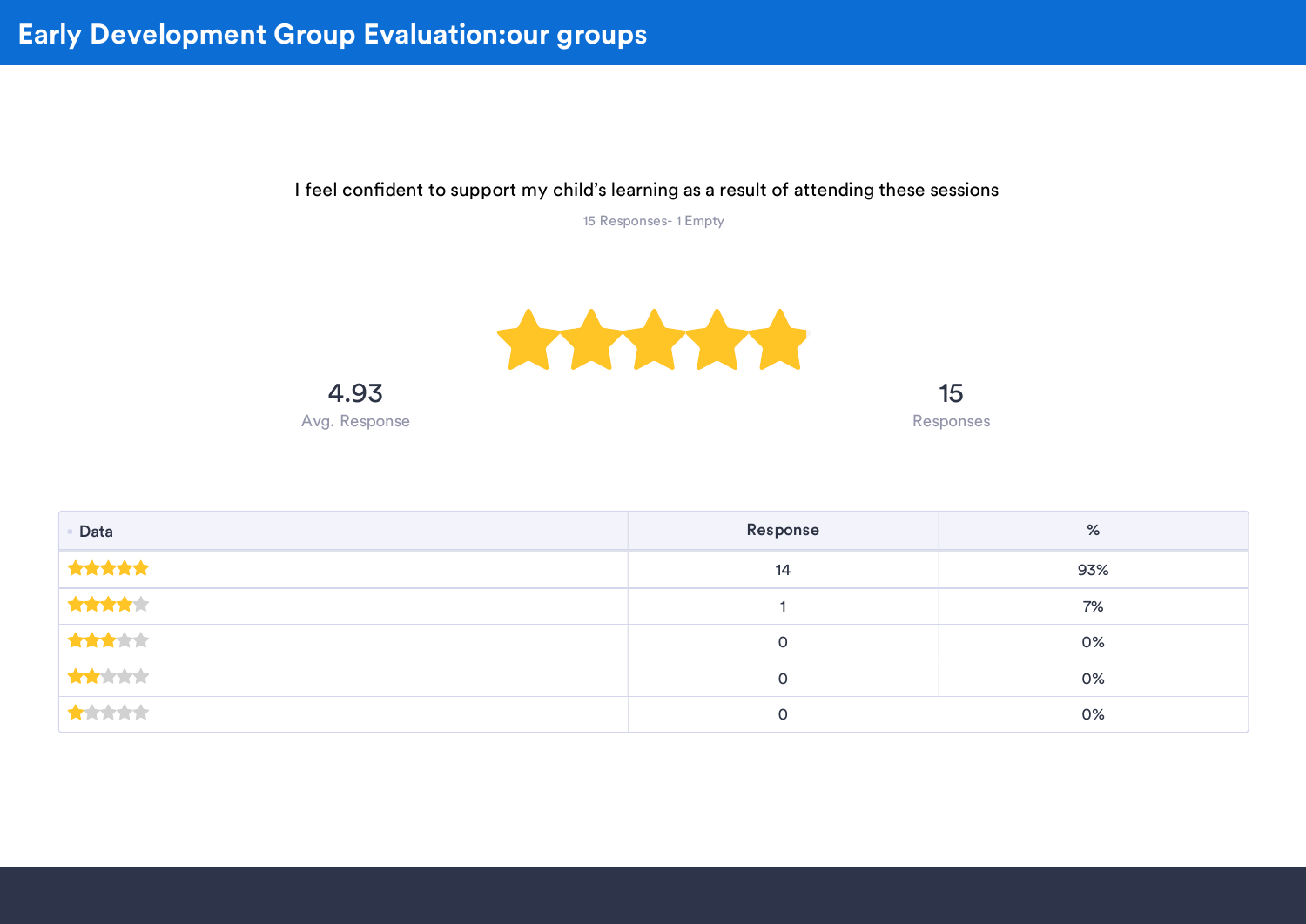# Early Development Group Evaluation:our groups

I feel confident to support my child's learning as a result of attending these sessions

15 Responses- 1 Empty

★★★★★

4.93
Avg. Response

15
Responses

| Data | Response | % |
|---|---|---|
| ★★★★★ | 14 | 93% |
| ★★★★☆ | 1 | 7% |
| ★★★☆☆ | 0 | 0% |
| ★★☆☆☆ | 0 | 0% |
| ★☆☆☆☆ | 0 | 0% |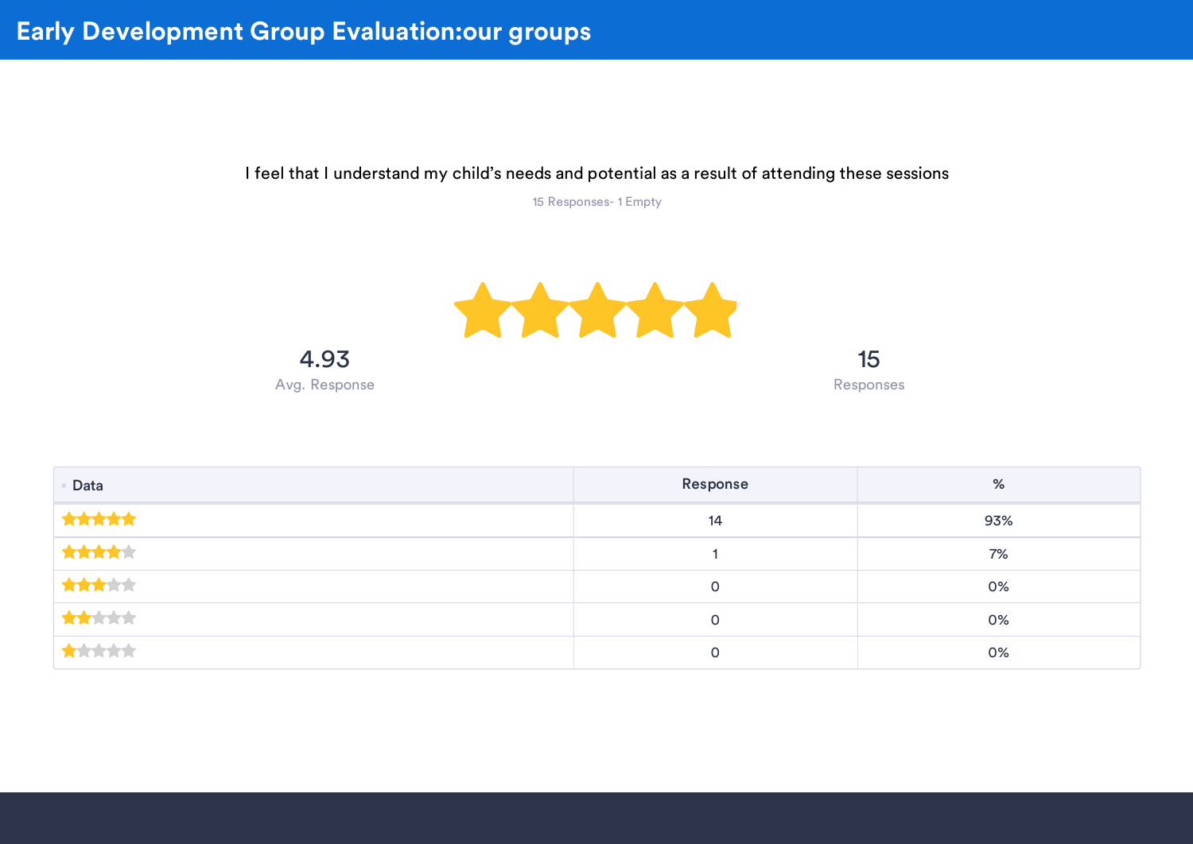# Early Development Group Evaluation:our groups

I feel that I understand my child's needs and potential as a result of attending these sessions

15 Responses- 1 Empty

4.93
Avg. Response

15
Responses

| Data | Response | % |
|---|---|---|
| ★★★★★ | 14 | 93% |
| ★★★★☆ | 1 | 7% |
| ★★★☆☆ | 0 | 0% |
| ★★☆☆☆ | 0 | 0% |
| ★☆☆☆☆ | 0 | 0% |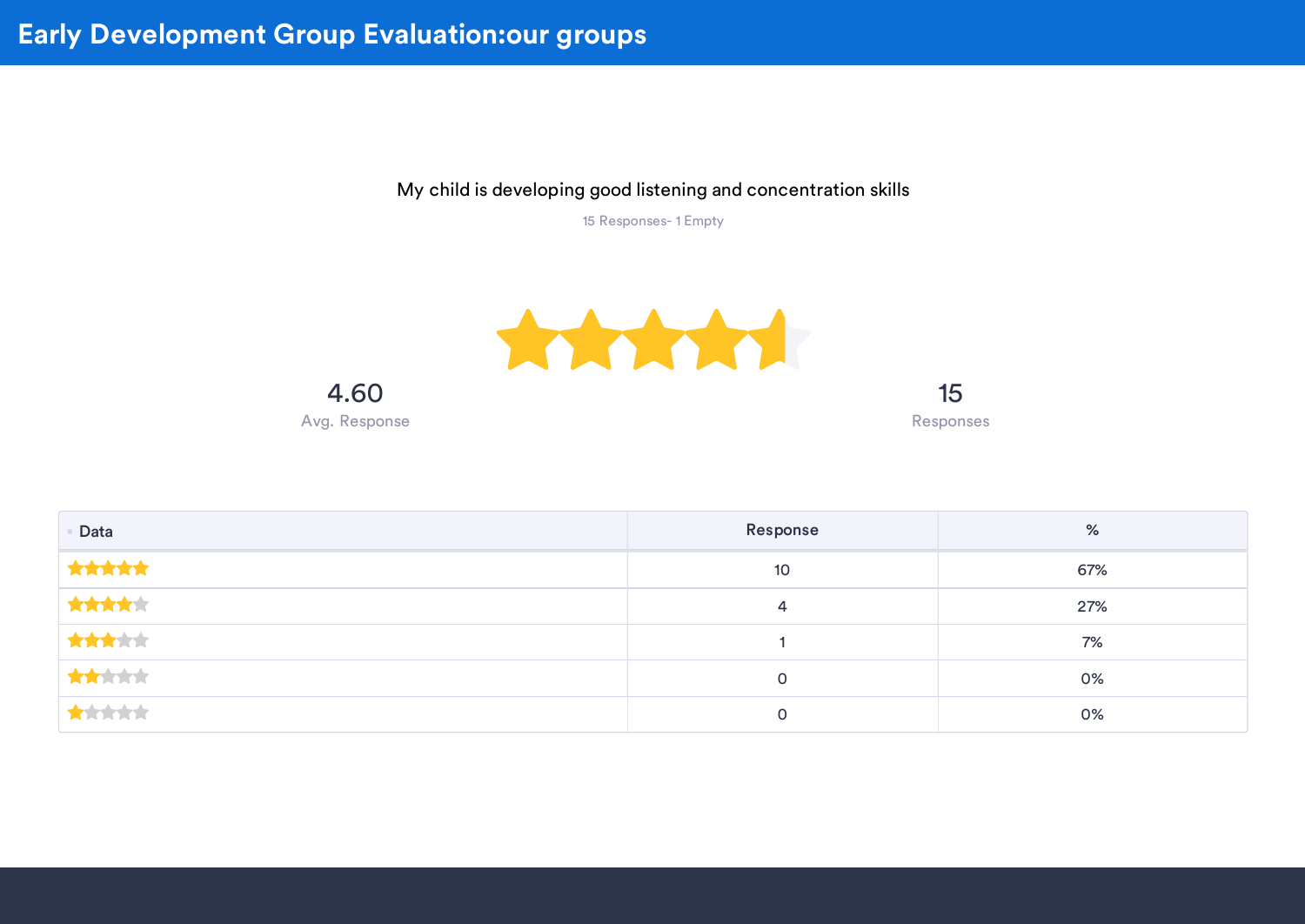# Early Development Group Evaluation:our groups

My child is developing good listening and concentration skills

15 Responses- 1 Empty

4.60
Avg. Response

15
Responses

| Data | Response | % |
|---|---|---|
| ★★★★★ | 10 | 67% |
| ★★★★☆ | 4 | 27% |
| ★★★☆☆ | 1 | 7% |
| ★★☆☆☆ | 0 | 0% |
| ★☆☆☆☆ | 0 | 0% |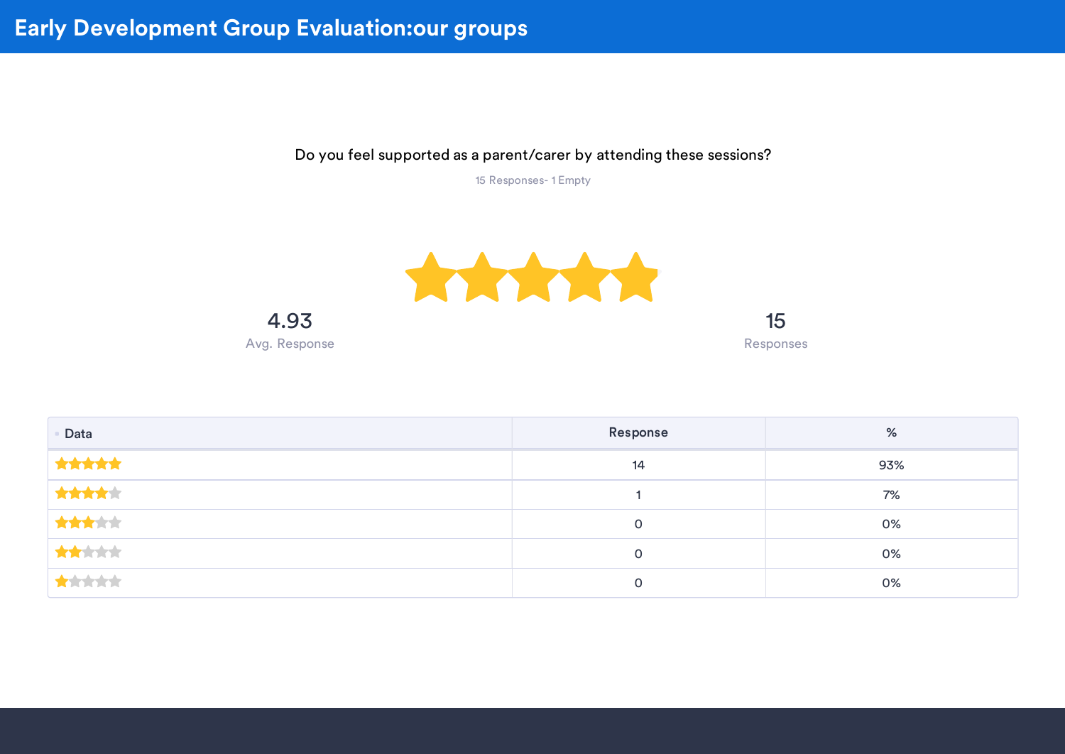# Early Development Group Evaluation:our groups

Do you feel supported as a parent/carer by attending these sessions?

15 Responses- 1 Empty

★★★★★

4.93
Avg. Response

15
Responses

| Data | Response | % |
| --- | --- | --- |
| ★★★★★ | 14 | 93% |
| ★★★★☆ | 1 | 7% |
| ★★★☆☆ | 0 | 0% |
| ★★☆☆☆ | 0 | 0% |
| ★☆☆☆☆ | 0 | 0% |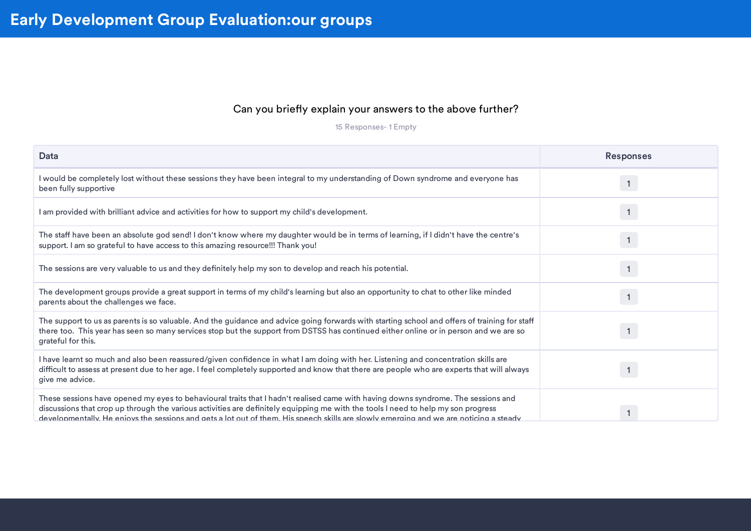# Early Development Group Evaluation:our groups

## Can you briefly explain your answers to the above further?

15 Responses- 1 Empty

| Data | Responses |
|---|---|
| I would be completely lost without these sessions they have been integral to my understanding of Down syndrome and everyone has been fully supportive | 1 |
| I am provided with brilliant advice and activities for how to support my child's development. | 1 |
| The staff have been an absolute god send! I don't know where my daughter would be in terms of learning, if I didn't have the centre's support. I am so grateful to have access to this amazing resource!!! Thank you! | 1 |
| The sessions are very valuable to us and they definitely help my son to develop and reach his potential. | 1 |
| The development groups provide a great support in terms of my child's learning but also an opportunity to chat to other like minded parents about the challenges we face. | 1 |
| The support to us as parents is so valuable. And the guidance and advice going forwards with starting school and offers of training for staff there too. This year has seen so many services stop but the support from DSTSS has continued either online or in person and we are so grateful for this. | 1 |
| I have learnt so much and also been reassured/given confidence in what I am doing with her. Listening and concentration skills are difficult to assess at present due to her age. I feel completely supported and know that there are people who are experts that will always give me advice. | 1 |
| These sessions have opened my eyes to behavioural traits that I hadn't realised came with having downs syndrome. The sessions and discussions that crop up through the various activities are definitely equipping me with the tools I need to help my son progress developmentally. He enjoys the sessions and gets a lot out of them. His speech skills are slowly emerging and we are noticing a steady | 1 |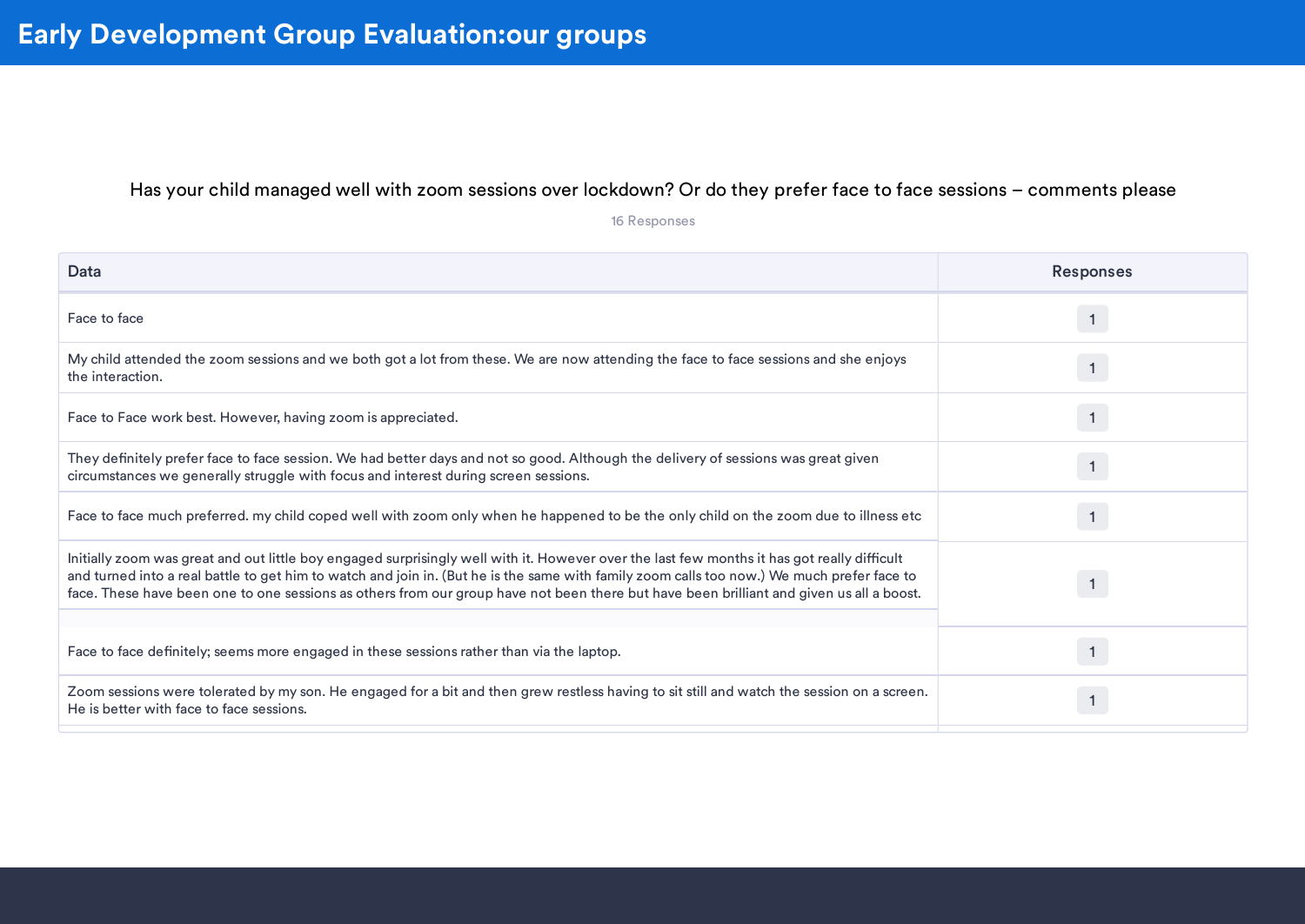# Early Development Group Evaluation:our groups

Has your child managed well with zoom sessions over lockdown? Or do they prefer face to face sessions – comments please

16 Responses

| Data | Responses |
|---|---|
| Face to face | 1 |
| My child attended the zoom sessions and we both got a lot from these. We are now attending the face to face sessions and she enjoys the interaction. | 1 |
| Face to Face work best. However, having zoom is appreciated. | 1 |
| They definitely prefer face to face session. We had better days and not so good. Although the delivery of sessions was great given circumstances we generally struggle with focus and interest during screen sessions. | 1 |
| Face to face much preferred. my child coped well with zoom only when he happened to be the only child on the zoom due to illness etc | 1 |
| Initially zoom was great and out little boy engaged surprisingly well with it. However over the last few months it has got really difficult and turned into a real battle to get him to watch and join in. (But he is the same with family zoom calls too now.) We much prefer face to face. These have been one to one sessions as others from our group have not been there but have been brilliant and given us all a boost. | 1 |
| Face to face definitely; seems more engaged in these sessions rather than via the laptop. | 1 |
| Zoom sessions were tolerated by my son. He engaged for a bit and then grew restless having to sit still and watch the session on a screen. He is better with face to face sessions. | 1 |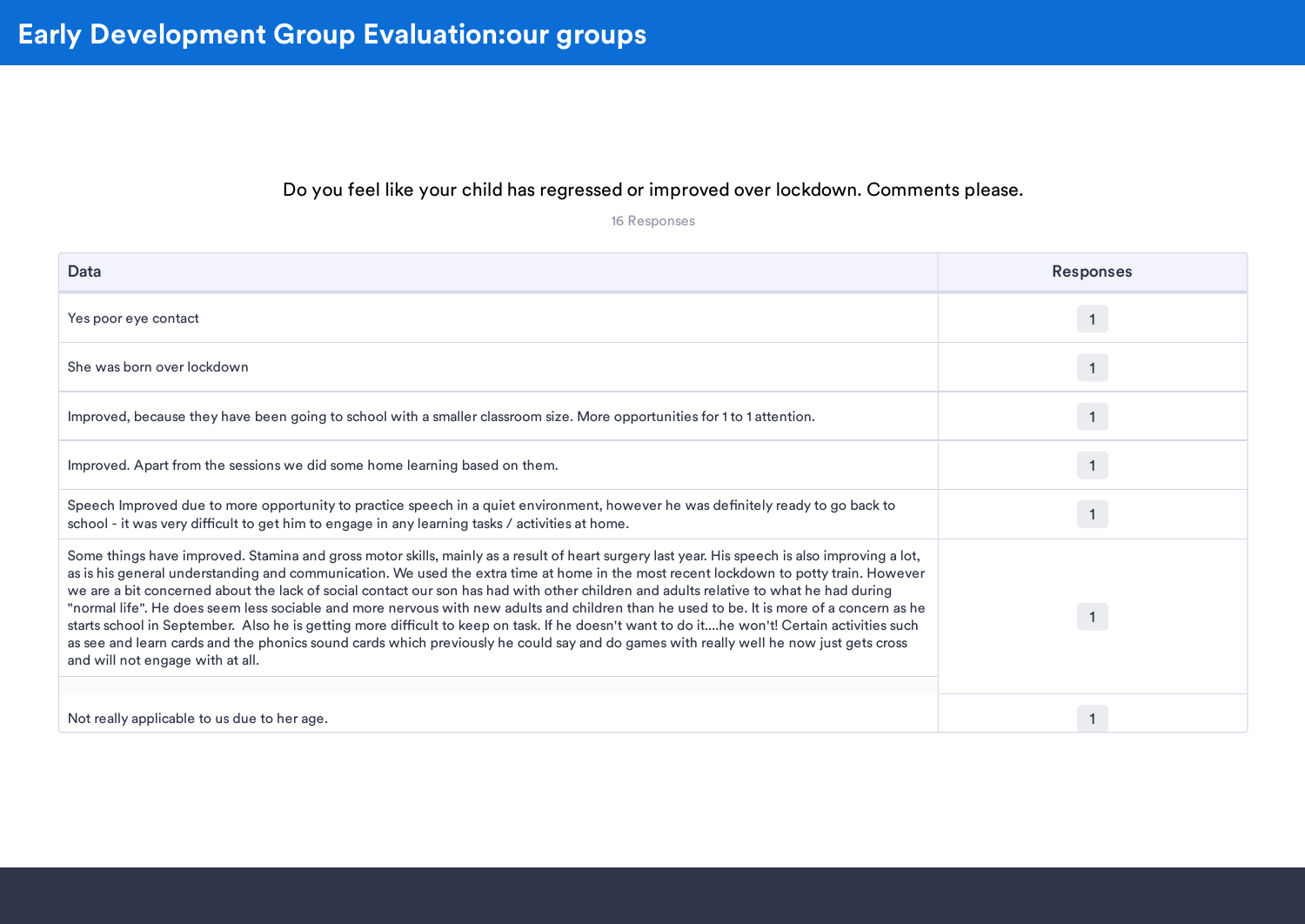# Early Development Group Evaluation:our groups

Do you feel like your child has regressed or improved over lockdown. Comments please.

16 Responses

| Data | Responses |
|---|---|
| Yes poor eye contact | 1 |
| She was born over lockdown | 1 |
| Improved, because they have been going to school with a smaller classroom size. More opportunities for 1 to 1 attention. | 1 |
| Improved. Apart from the sessions we did some home learning based on them. | 1 |
| Speech Improved due to more opportunity to practice speech in a quiet environment, however he was definitely ready to go back to school - it was very difficult to get him to engage in any learning tasks / activities at home. | 1 |
| Some things have improved. Stamina and gross motor skills, mainly as a result of heart surgery last year. His speech is also improving a lot, as is his general understanding and communication. We used the extra time at home in the most recent lockdown to potty train. However we are a bit concerned about the lack of social contact our son has had with other children and adults relative to what he had during "normal life". He does seem less sociable and more nervous with new adults and children than he used to be. It is more of a concern as he starts school in September. Also he is getting more difficult to keep on task. If he doesn't want to do it....he won't! Certain activities such as see and learn cards and the phonics sound cards which previously he could say and do games with really well he now just gets cross and will not engage with at all. | 1 |
| Not really applicable to us due to her age. | 1 |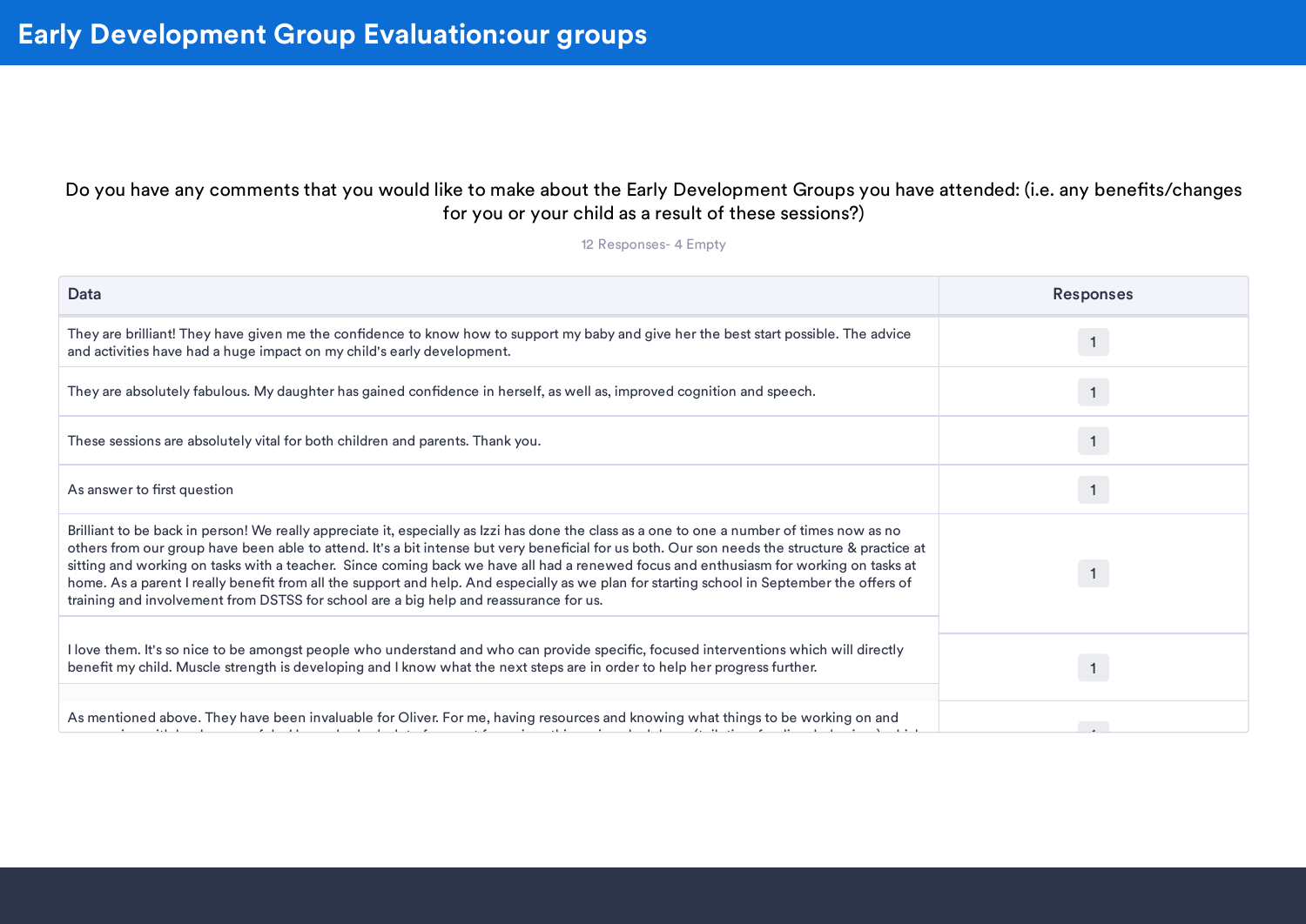# Early Development Group Evaluation:our groups

Do you have any comments that you would like to make about the Early Development Groups you have attended: (i.e. any benefits/changes for you or your child as a result of these sessions?)

12 Responses- 4 Empty

| Data | Responses |
|---|---|
| They are brilliant! They have given me the confidence to know how to support my baby and give her the best start possible. The advice and activities have had a huge impact on my child's early development. | 1 |
| They are absolutely fabulous. My daughter has gained confidence in herself, as well as, improved cognition and speech. | 1 |
| These sessions are absolutely vital for both children and parents. Thank you. | 1 |
| As answer to first question | 1 |
| Brilliant to be back in person! We really appreciate it, especially as Izzi has done the class as a one to one a number of times now as no others from our group have been able to attend. It's a bit intense but very beneficial for us both. Our son needs the structure & practice at sitting and working on tasks with a teacher. Since coming back we have all had a renewed focus and enthusiasm for working on tasks at home. As a parent I really benefit from all the support and help. And especially as we plan for starting school in September the offers of training and involvement from DSTSS for school are a big help and reassurance for us. | 1 |
| I love them. It's so nice to be amongst people who understand and who can provide specific, focused interventions which will directly benefit my child. Muscle strength is developing and I know what the next steps are in order to help her progress further. | 1 |
| As mentioned above. They have been invaluable for Oliver. For me, having resources and knowing what things to be working on and | 1 |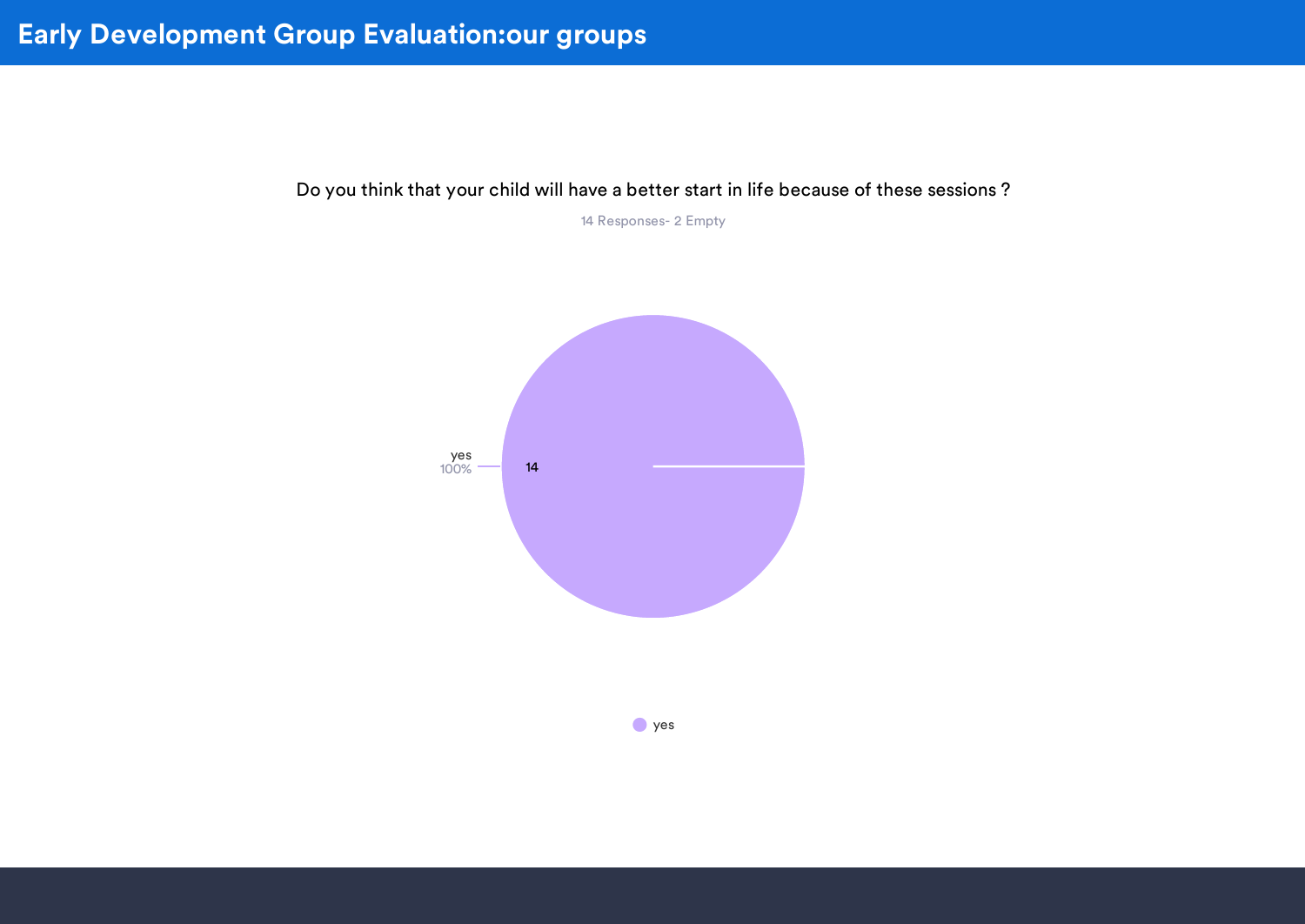# Early Development Group Evaluation:our groups

Do you think that your child will have a better start in life because of these sessions ?

14 Responses- 2 Empty

yes
100%

14

yes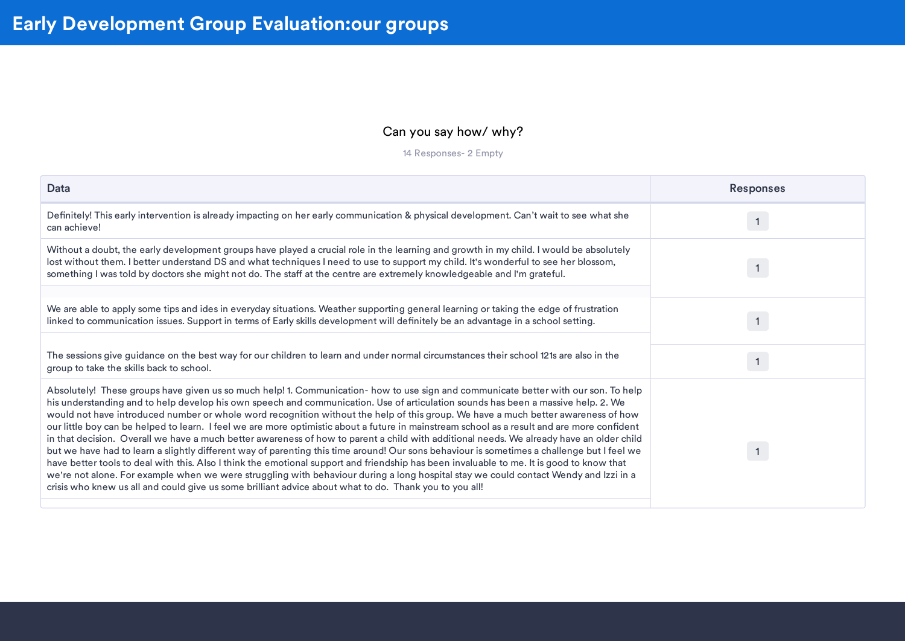# Early Development Group Evaluation:our groups

## Can you say how/ why?

14 Responses- 2 Empty

| Data | Responses |
|---|---|
| Definitely! This early intervention is already impacting on her early communication & physical development. Can't wait to see what she can achieve! | 1 |
| Without a doubt, the early development groups have played a crucial role in the learning and growth in my child. I would be absolutely lost without them. I better understand DS and what techniques I need to use to support my child. It's wonderful to see her blossom, something I was told by doctors she might not do. The staff at the centre are extremely knowledgeable and I'm grateful. | 1 |
| We are able to apply some tips and ides in everyday situations. Weather supporting general learning or taking the edge of frustration linked to communication issues. Support in terms of Early skills development will definitely be an advantage in a school setting. | 1 |
| The sessions give guidance on the best way for our children to learn and under normal circumstances their school 121s are also in the group to take the skills back to school. | 1 |
| Absolutely! These groups have given us so much help! 1. Communication- how to use sign and communicate better with our son. To help his understanding and to help develop his own speech and communication. Use of articulation sounds has been a massive help. 2. We would not have introduced number or whole word recognition without the help of this group. We have a much better awareness of how our little boy can be helped to learn. I feel we are more optimistic about a future in mainstream school as a result and are more confident in that decision. Overall we have a much better awareness of how to parent a child with additional needs. We already have an older child but we have had to learn a slightly different way of parenting this time around! Our sons behaviour is sometimes a challenge but I feel we have better tools to deal with this. Also I think the emotional support and friendship has been invaluable to me. It is good to know that we're not alone. For example when we were struggling with behaviour during a long hospital stay we could contact Wendy and Izzi in a crisis who knew us all and could give us some brilliant advice about what to do. Thank you to you all! | 1 |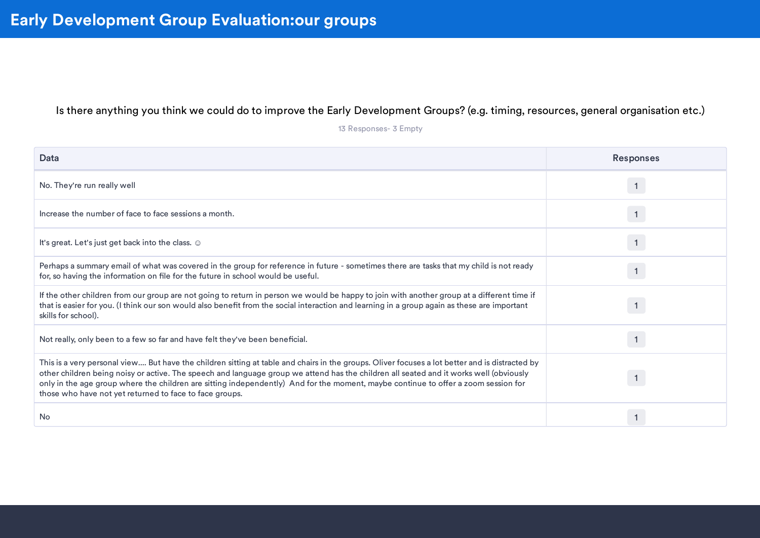# Early Development Group Evaluation:our groups

Is there anything you think we could do to improve the Early Development Groups? (e.g. timing, resources, general organisation etc.)

13 Responses- 3 Empty

| Data | Responses |
| --- | --- |
| No. They're run really well | 1 |
| Increase the number of face to face sessions a month. | 1 |
| It's great. Let's just get back into the class. ☺ | 1 |
| Perhaps a summary email of what was covered in the group for reference in future - sometimes there are tasks that my child is not ready for, so having the information on file for the future in school would be useful. | 1 |
| If the other children from our group are not going to return in person we would be happy to join with another group at a different time if that is easier for you. (I think our son would also benefit from the social interaction and learning in a group again as these are important skills for school). | 1 |
| Not really, only been to a few so far and have felt they've been beneficial. | 1 |
| This is a very personal view.... But have the children sitting at table and chairs in the groups. Oliver focuses a lot better and is distracted by other children being noisy or active. The speech and language group we attend has the children all seated and it works well (obviously only in the age group where the children are sitting independently) And for the moment, maybe continue to offer a zoom session for those who have not yet returned to face to face groups. | 1 |
| No | 1 |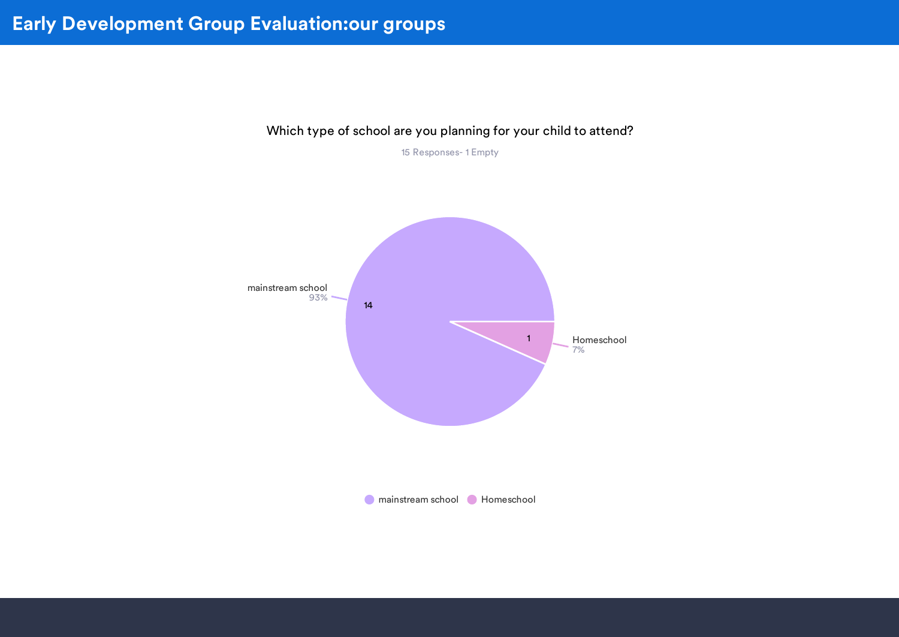# Early Development Group Evaluation:our groups

Which type of school are you planning for your child to attend?

15 Responses- 1 Empty

| Response | Count | Percentage |
| --- | --- | --- |
| mainstream school | 14 | 93% |
| Homeschool | 1 | 7% |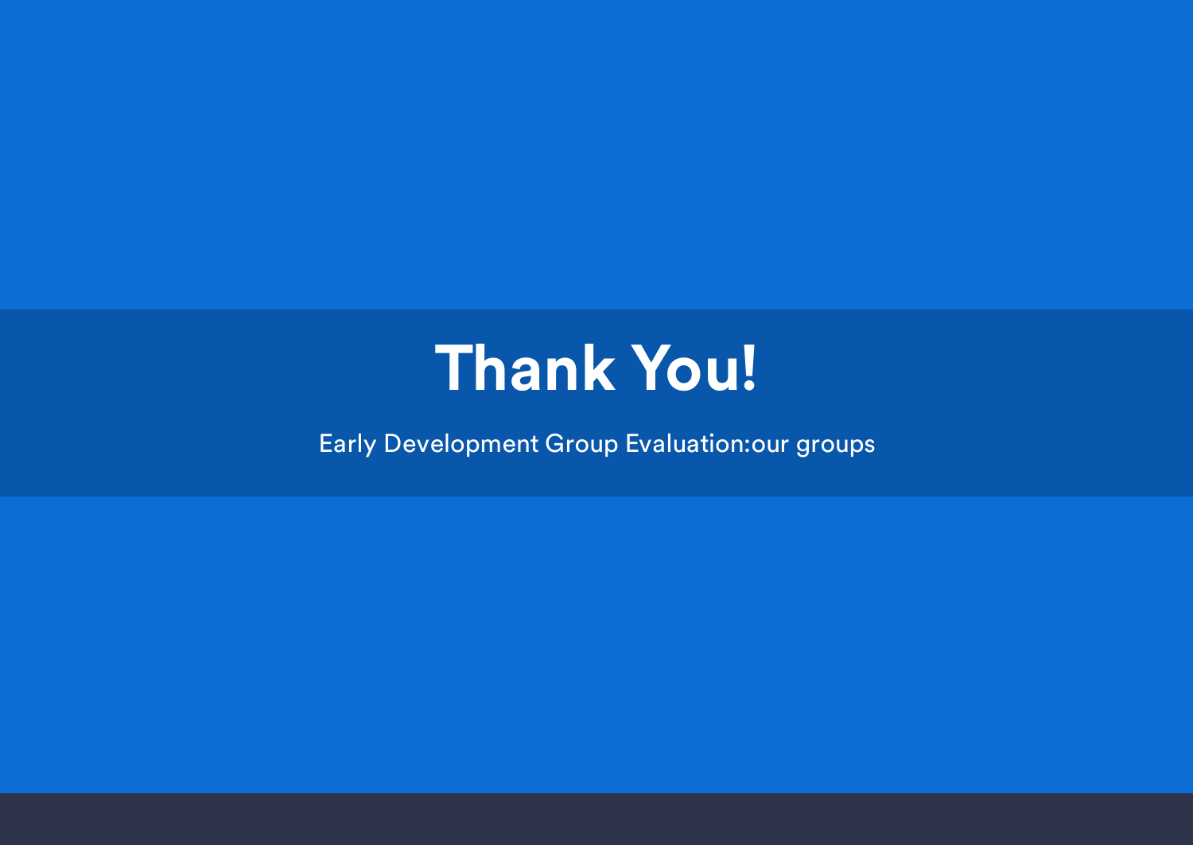# Thank You!

Early Development Group Evaluation:our groups